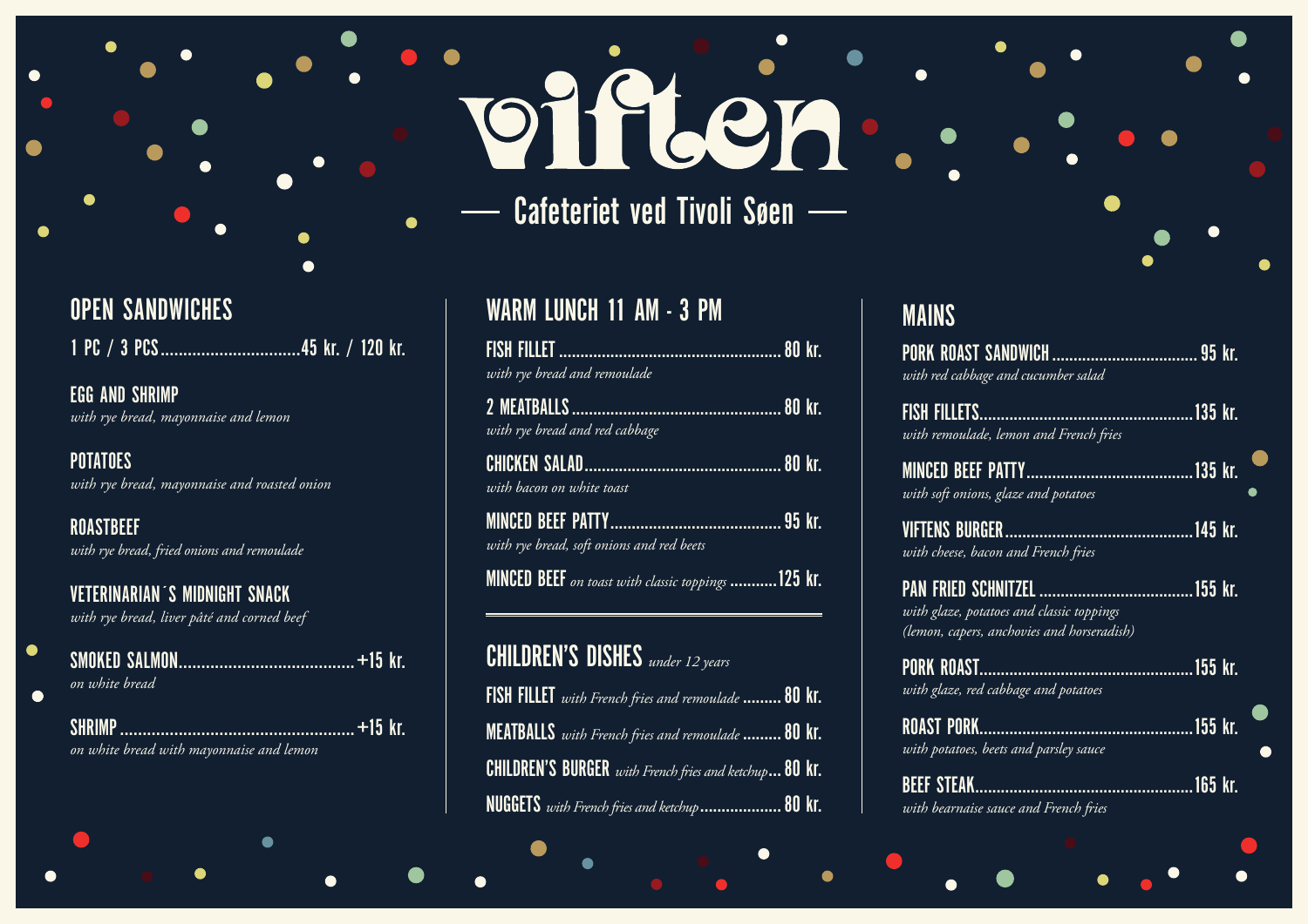# viften

## — Cafeteriet ved Tivoli Søen —

## OPEN SANDWICHES

1 PC / 3 PCS ............................... 45 kr. / 120 kr.

**EGG AND SHRIMP**
*with rye bread, mayonnaise and lemon*

**POTATOES**
*with rye bread, mayonnaise and roasted onion*

**ROASTBEEF**
*with rye bread, fried onions and remoulade*

**VETERINARIAN´S MIDNIGHT SNACK**
*with rye bread, liver pâté and corned beef*

**SMOKED SALMON** ....................................... +15 kr.
*on white bread*

**SHRIMP** ................................................... +15 kr.
*on white bread with mayonnaise and lemon*

## WARM LUNCH 11 AM - 3 PM

**FISH FILLET** .................................................. 80 kr.
*with rye bread and remoulade*

**2 MEATBALLS** ................................................ 80 kr.
*with rye bread and red cabbage*

**CHICKEN SALAD** ............................................. 80 kr.
*with bacon on white toast*

**MINCED BEEF PATTY** ....................................... 95 kr.
*with rye bread, soft onions and red beets*

**MINCED BEEF** *on toast with classic toppings* ........... 125 kr.

## CHILDREN'S DISHES *under 12 years*

**FISH FILLET** *with French fries and remoulade* ......... 80 kr.

**MEATBALLS** *with French fries and remoulade* ......... 80 kr.

**CHILDREN'S BURGER** *with French fries and ketchup* ... 80 kr.

**NUGGETS** *with French fries and ketchup* .................. 80 kr.

## MAINS

**PORK ROAST SANDWICH** ................................. 95 kr.
*with red cabbage and cucumber salad*

**FISH FILLETS** ................................................. 135 kr.
*with remoulade, lemon and French fries*

**MINCED BEEF PATTY** ...................................... 135 kr.
*with soft onions, glaze and potatoes*

**VIFTENS BURGER** ........................................... 145 kr.
*with cheese, bacon and French fries*

**PAN FRIED SCHNITZEL** ................................... 155 kr.
*with glaze, potatoes and classic toppings*
*(lemon, capers, anchovies and horseradish)*

**PORK ROAST** ................................................. 155 kr.
*with glaze, red cabbage and potatoes*

**ROAST PORK** ................................................. 155 kr.
*with potatoes, beets and parsley sauce*

**BEEF STEAK** .................................................. 165 kr.
*with bearnaise sauce and French fries*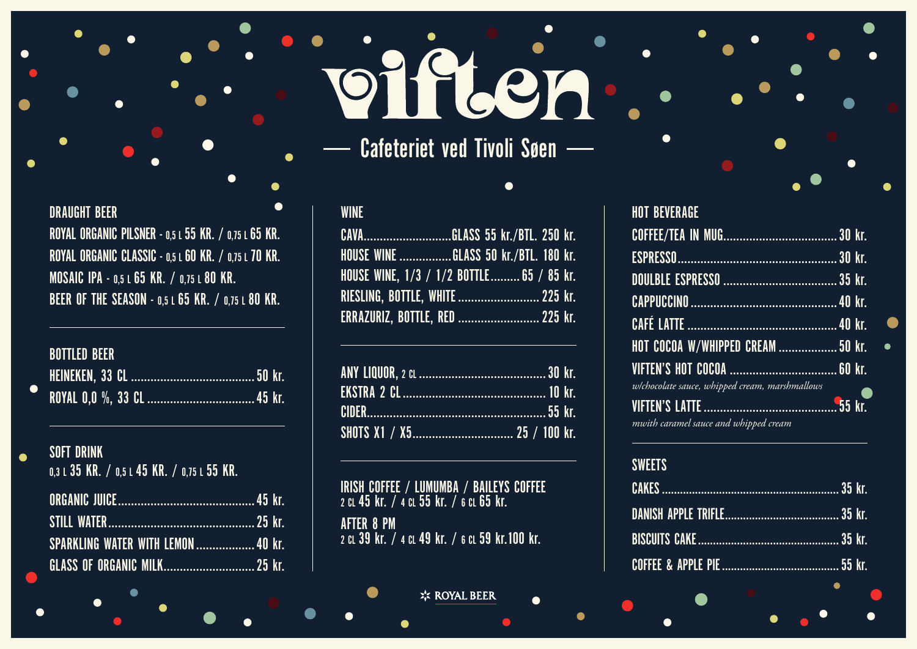# viften

## Cafeteriet ved Tivoli Søen

### DRAUGHT BEER

ROYAL ORGANIC PILSNER - 0,5 L 55 KR. / 0,75 L 65 KR.

ROYAL ORGANIC CLASSIC - 0,5 L 60 KR. / 0,75 L 70 KR.

MOSAIC IPA - 0,5 L 65 KR. / 0,75 L 80 KR.

BEER OF THE SEASON - 0,5 L 65 KR. / 0,75 L 80 KR.

### BOTTLED BEER

HEINEKEN, 33 CL .......... 50 kr.

ROYAL 0,0 %, 33 CL .......... 45 kr.

### SOFT DRINK

0,3 L 35 KR. / 0,5 L 45 KR. / 0,75 L 55 KR.

ORGANIC JUICE .......... 45 kr.

STILL WATER .......... 25 kr.

SPARKLING WATER WITH LEMON .......... 40 kr.

GLASS OF ORGANIC MILK .......... 25 kr.

### WINE

CAVA .......... GLASS 55 kr./BTL. 250 kr.

HOUSE WINE .......... GLASS 50 kr./BTL. 180 kr.

HOUSE WINE, 1/3 / 1/2 BOTTLE .......... 65 / 85 kr.

RIESLING, BOTTLE, WHITE .......... 225 kr.

ERRAZURIZ, BOTTLE, RED .......... 225 kr.

ANY LIQUOR, 2 CL .......... 30 kr.

EKSTRA 2 CL .......... 10 kr.

CIDER .......... 55 kr.

SHOTS X1 / X5 .......... 25 / 100 kr.

IRISH COFFEE / LUMUMBA / BAILEYS COFFEE
2 CL 45 kr. / 4 CL 55 kr. / 6 CL 65 kr.

AFTER 8 PM
2 CL 39 kr. / 4 CL 49 kr. / 6 CL 59 kr.100 kr.

### HOT BEVERAGE

COFFEE/TEA IN MUG .......... 30 kr.

ESPRESSO .......... 30 kr.

DOULBLE ESPRESSO .......... 35 kr.

CAPPUCCINO .......... 40 kr.

CAFÉ LATTE .......... 40 kr.

HOT COCOA W/WHIPPED CREAM .......... 50 kr.

VIFTEN'S HOT COCOA .......... 60 kr.
*w/chocolate sauce, whipped cream, marshmallows*

VIFTEN'S LATTE .......... 55 kr.
*mwith caramel sauce and whipped cream*

### SWEETS

CAKES .......... 35 kr.

DANISH APPLE TRIFLE .......... 35 kr.

BISCUITS CAKE .......... 35 kr.

COFFEE & APPLE PIE .......... 55 kr.

ROYAL BEER